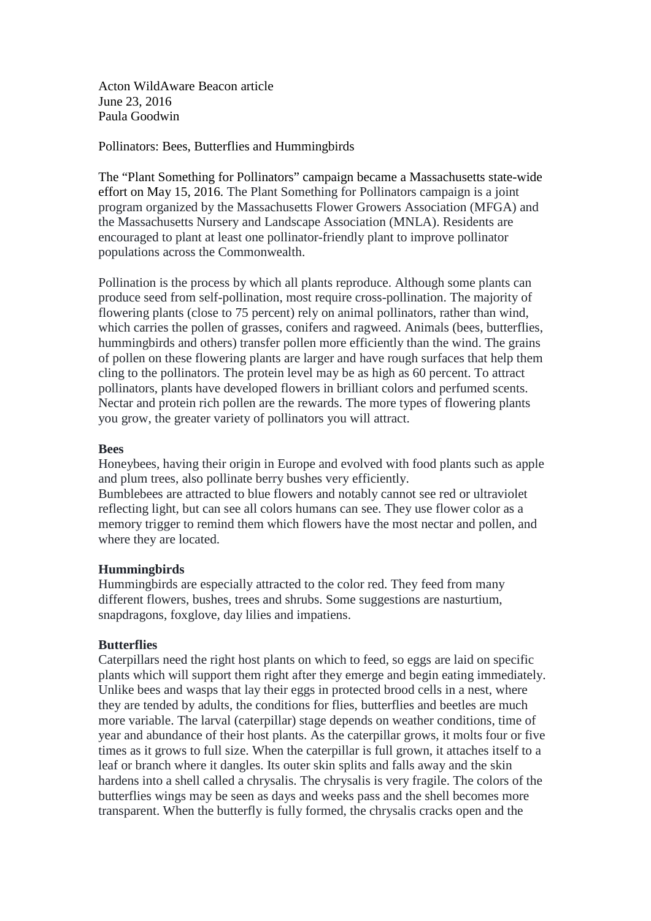Acton WildAware Beacon article
June 23, 2016
Paula Goodwin

Pollinators: Bees, Butterflies and Hummingbirds

The "Plant Something for Pollinators" campaign became a Massachusetts state-wide effort on May 15, 2016. The Plant Something for Pollinators campaign is a joint program organized by the Massachusetts Flower Growers Association (MFGA) and the Massachusetts Nursery and Landscape Association (MNLA). Residents are encouraged to plant at least one pollinator-friendly plant to improve pollinator populations across the Commonwealth.

Pollination is the process by which all plants reproduce. Although some plants can produce seed from self-pollination, most require cross-pollination. The majority of flowering plants (close to 75 percent) rely on animal pollinators, rather than wind, which carries the pollen of grasses, conifers and ragweed. Animals (bees, butterflies, hummingbirds and others) transfer pollen more efficiently than the wind. The grains of pollen on these flowering plants are larger and have rough surfaces that help them cling to the pollinators. The protein level may be as high as 60 percent. To attract pollinators, plants have developed flowers in brilliant colors and perfumed scents. Nectar and protein rich pollen are the rewards. The more types of flowering plants you grow, the greater variety of pollinators you will attract.

**Bees**
Honeybees, having their origin in Europe and evolved with food plants such as apple and plum trees, also pollinate berry bushes very efficiently.
Bumblebees are attracted to blue flowers and notably cannot see red or ultraviolet reflecting light, but can see all colors humans can see. They use flower color as a memory trigger to remind them which flowers have the most nectar and pollen, and where they are located.

**Hummingbirds**
Hummingbirds are especially attracted to the color red. They feed from many different flowers, bushes, trees and shrubs. Some suggestions are nasturtium, snapdragons, foxglove, day lilies and impatiens.

**Butterflies**
Caterpillars need the right host plants on which to feed, so eggs are laid on specific plants which will support them right after they emerge and begin eating immediately. Unlike bees and wasps that lay their eggs in protected brood cells in a nest, where they are tended by adults, the conditions for flies, butterflies and beetles are much more variable. The larval (caterpillar) stage depends on weather conditions, time of year and abundance of their host plants. As the caterpillar grows, it molts four or five times as it grows to full size. When the caterpillar is full grown, it attaches itself to a leaf or branch where it dangles. Its outer skin splits and falls away and the skin hardens into a shell called a chrysalis. The chrysalis is very fragile. The colors of the butterflies wings may be seen as days and weeks pass and the shell becomes more transparent. When the butterfly is fully formed, the chrysalis cracks open and the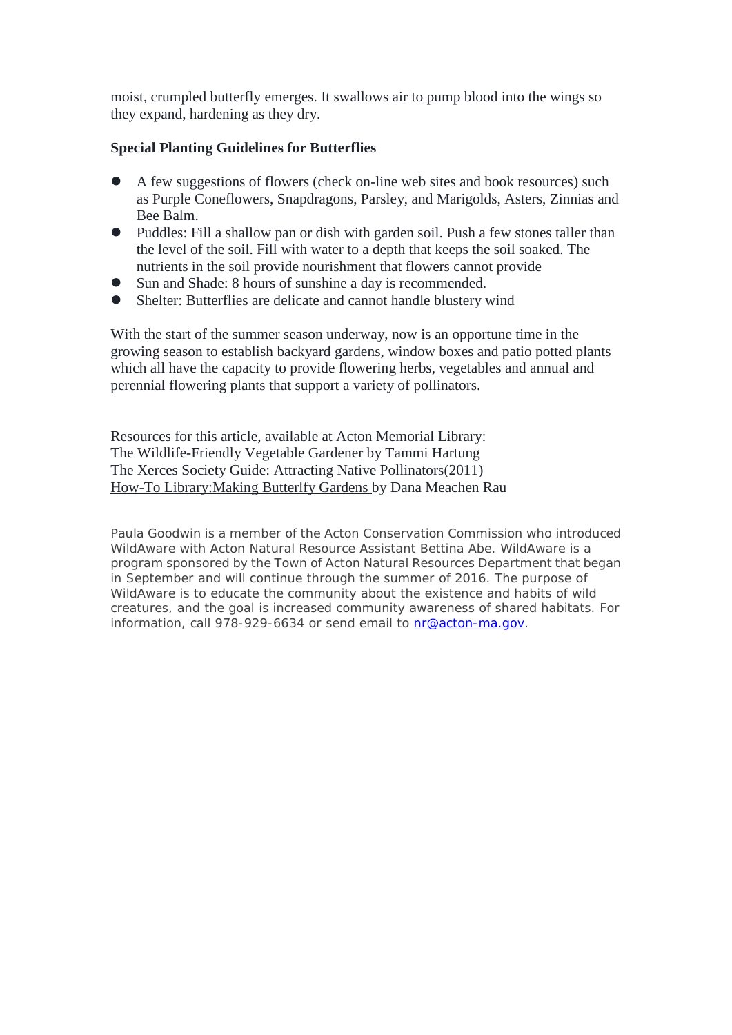moist, crumpled butterfly emerges. It swallows air to pump blood into the wings so they expand, hardening as they dry.

**Special Planting Guidelines for Butterflies**

- A few suggestions of flowers (check on-line web sites and book resources) such as Purple Coneflowers, Snapdragons, Parsley, and Marigolds, Asters, Zinnias and Bee Balm.
- Puddles: Fill a shallow pan or dish with garden soil. Push a few stones taller than the level of the soil. Fill with water to a depth that keeps the soil soaked. The nutrients in the soil provide nourishment that flowers cannot provide
- Sun and Shade: 8 hours of sunshine a day is recommended.
- Shelter: Butterflies are delicate and cannot handle blustery wind

With the start of the summer season underway, now is an opportune time in the growing season to establish backyard gardens, window boxes and patio potted plants which all have the capacity to provide flowering herbs, vegetables and annual and perennial flowering plants that support a variety of pollinators.

Resources for this article, available at Acton Memorial Library:
The Wildlife-Friendly Vegetable Gardener by Tammi Hartung
The Xerces Society Guide: Attracting Native Pollinators(2011)
How-To Library:Making Butterlfy Gardens by Dana Meachen Rau

Paula Goodwin is a member of the Acton Conservation Commission who introduced WildAware with Acton Natural Resource Assistant Bettina Abe. WildAware is a program sponsored by the Town of Acton Natural Resources Department that began in September and will continue through the summer of 2016. The purpose of WildAware is to educate the community about the existence and habits of wild creatures, and the goal is increased community awareness of shared habitats. For information, call 978-929-6634 or send email to nr@acton-ma.gov.